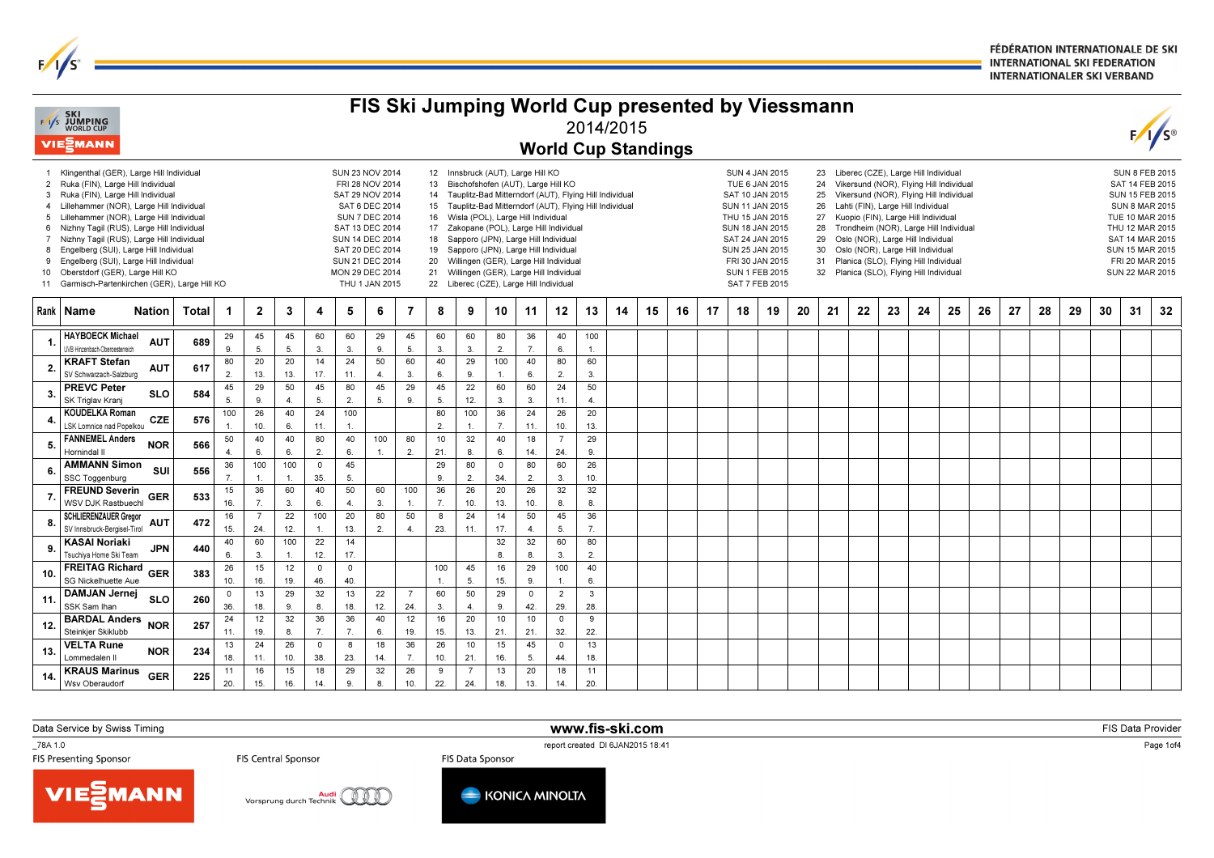# FIS Ski Jumping World Cup presented by Viessmann

2014/2015

## World Cup Standings

| No. | Event | Date |
|---|---|---|
| 1 | Klingenthal (GER), Large Hill Individual | SUN 23 NOV 2014 |
| 2 | Ruka (FIN), Large Hill Individual | FRI 28 NOV 2014 |
| 3 | Ruka (FIN), Large Hill Individual | SAT 29 NOV 2014 |
| 4 | Lillehammer (NOR), Large Hill Individual | SAT 6 DEC 2014 |
| 5 | Lillehammer (NOR), Large Hill Individual | SUN 7 DEC 2014 |
| 6 | Nizhny Tagil (RUS), Large Hill Individual | SAT 13 DEC 2014 |
| 7 | Nizhny Tagil (RUS), Large Hill Individual | SUN 14 DEC 2014 |
| 8 | Engelberg (SUI), Large Hill Individual | SAT 20 DEC 2014 |
| 9 | Engelberg (SUI), Large Hill Individual | SUN 21 DEC 2014 |
| 10 | Oberstdorf (GER), Large Hill KO | MON 29 DEC 2014 |
| 11 | Garmisch-Partenkirchen (GER), Large Hill KO | THU 1 JAN 2015 |
| 12 | Innsbruck (AUT), Large Hill KO | SUN 4 JAN 2015 |
| 13 | Bischofshofen (AUT), Large Hill KO | TUE 6 JAN 2015 |
| 14 | Tauplitz-Bad Mitterndorf (AUT), Flying Hill Individual | SAT 10 JAN 2015 |
| 15 | Tauplitz-Bad Mitterndorf (AUT), Flying Hill Individual | SUN 11 JAN 2015 |
| 16 | Wisla (POL), Large Hill Individual | THU 15 JAN 2015 |
| 17 | Zakopane (POL), Large Hill Individual | SUN 18 JAN 2015 |
| 18 | Sapporo (JPN), Large Hill Individual | SAT 24 JAN 2015 |
| 19 | Sapporo (JPN), Large Hill Individual | SUN 25 JAN 2015 |
| 20 | Willingen (GER), Large Hill Individual | FRI 30 JAN 2015 |
| 21 | Willingen (GER), Large Hill Individual | SUN 1 FEB 2015 |
| 22 | Liberec (CZE), Large Hill Individual | SAT 7 FEB 2015 |
| 23 | Liberec (CZE), Large Hill Individual | SUN 8 FEB 2015 |
| 24 | Vikersund (NOR), Flying Hill Individual | SAT 14 FEB 2015 |
| 25 | Vikersund (NOR), Flying Hill Individual | SUN 15 FEB 2015 |
| 26 | Lahti (FIN), Large Hill Individual | SUN 8 MAR 2015 |
| 27 | Kuopio (FIN), Large Hill Individual | TUE 10 MAR 2015 |
| 28 | Trondheim (NOR), Large Hill Individual | THU 12 MAR 2015 |
| 29 | Oslo (NOR), Large Hill Individual | SAT 14 MAR 2015 |
| 30 | Oslo (NOR), Large Hill Individual | SUN 15 MAR 2015 |
| 31 | Planica (SLO), Flying Hill Individual | FRI 20 MAR 2015 |
| 32 | Planica (SLO), Flying Hill Individual | SUN 22 MAR 2015 |

| Rank | Name | Nation | Total | 1 | 2 | 3 | 4 | 5 | 6 | 7 | 8 | 9 | 10 | 11 | 12 | 13 | 14 | 15 | 16 | 17 | 18 | 19 | 20 | 21 | 22 | 23 | 24 | 25 | 26 | 27 | 28 | 29 | 30 | 31 | 32 |
|---|---|---|---|---|---|---|---|---|---|---|---|---|---|---|---|---|---|---|---|---|---|---|---|---|---|---|---|---|---|---|---|---|---|---|---|
| 1. | HAYBOECK Michael<br>UVB Hinzenbach-Oberoesterreich | AUT | 689 | 29<br>9. | 45<br>5. | 45<br>5. | 60<br>3. | 60<br>3. | 29<br>9. | 45<br>5. | 60<br>3. | 60<br>3. | 80<br>2. | 36<br>7. | 40<br>6. | 100<br>1. | | | | | | | | | | | | | | | | | | | |
| 2. | KRAFT Stefan<br>SV Schwarzach-Salzburg | AUT | 617 | 80<br>2. | 20<br>13. | 20<br>13. | 14<br>17. | 24<br>11. | 50<br>4. | 60<br>3. | 40<br>6. | 29<br>9. | 100<br>1. | 40<br>6. | 80<br>2. | 60<br>3. | | | | | | | | | | | | | | | | | | | |
| 3. | PREVC Peter<br>SK Triglav Kranj | SLO | 584 | 45<br>5. | 29<br>9. | 50<br>4. | 45<br>5. | 80<br>2. | 45<br>5. | 29<br>9. | 45<br>5. | 22<br>12. | 60<br>3. | 60<br>3. | 24<br>11. | 50<br>4. | | | | | | | | | | | | | | | | | | | |
| 4. | KOUDELKA Roman<br>LSK Lomnice nad Popelkou | CZE | 576 | 100<br>1. | 26<br>10. | 40<br>6. | 24<br>11. | 100<br>1. | | | 80<br>2. | 100<br>1. | 36<br>7. | 24<br>11. | 26<br>10. | 20<br>13. | | | | | | | | | | | | | | | | | | | |
| 5. | FANNEMEL Anders<br>Hornindal Il | NOR | 566 | 50<br>4. | 40<br>6. | 40<br>6. | 80<br>2. | 40<br>6. | 100<br>1. | 80<br>2. | 10<br>21. | 32<br>8. | 40<br>6. | 18<br>14. | 7<br>24. | 29<br>9. | | | | | | | | | | | | | | | | | | | |
| 6. | AMMANN Simon<br>SSC Toggenburg | SUI | 556 | 36<br>7. | 100<br>1. | 100<br>1. | 0<br>35. | 45<br>5. | | | 29<br>9. | 80<br>2. | 0<br>34. | 80<br>2. | 60<br>3. | 26<br>10. | | | | | | | | | | | | | | | | | | | |
| 7. | FREUND Severin<br>WSV DJK Rastbuechl | GER | 533 | 15<br>16. | 36<br>7. | 60<br>3. | 40<br>6. | 50<br>4. | 60<br>3. | 100<br>1. | 36<br>7. | 26<br>10. | 20<br>13. | 26<br>10. | 32<br>8. | 32<br>8. | | | | | | | | | | | | | | | | | | | |
| 8. | SCHLIERENZAUER Gregor<br>SV Innsbruck-Bergisel-Tirol | AUT | 472 | 16<br>15. | 7<br>24. | 22<br>12. | 100<br>1. | 20<br>13. | 80<br>2. | 50<br>4. | 8<br>23. | 24<br>11. | 14<br>17. | 50<br>4. | 45<br>5. | 36<br>7. | | | | | | | | | | | | | | | | | | | |
| 9. | KASAI Noriaki<br>Tsuchiya Home Ski Team | JPN | 440 | 40<br>6. | 60<br>3. | 100<br>1. | 22<br>12. | 14<br>17. | | | | | 32<br>8. | 32<br>8. | 60<br>3. | 80<br>2. | | | | | | | | | | | | | | | | | | | |
| 10. | FREITAG Richard<br>SG Nickelhuette Aue | GER | 383 | 26<br>10. | 15<br>16. | 12<br>19. | 0<br>46. | 0<br>40. | | | 100<br>1. | 45<br>5. | 16<br>15. | 29<br>9. | 100<br>1. | 40<br>6. | | | | | | | | | | | | | | | | | | | |
| 11. | DAMJAN Jernej<br>SSK Sam Ihan | SLO | 260 | 0<br>36. | 13<br>18. | 29<br>9. | 32<br>8. | 13<br>18. | 22<br>12. | 7<br>24. | 60<br>3. | 50<br>4. | 29<br>9. | 0<br>42. | 2<br>29. | 3<br>28. | | | | | | | | | | | | | | | | | | | |
| 12. | BARDAL Anders<br>Steinkjer Skiklubb | NOR | 257 | 24<br>11. | 12<br>19. | 32<br>8. | 36<br>7. | 36<br>7. | 40<br>6. | 12<br>19. | 16<br>15. | 20<br>13. | 10<br>21. | 10<br>21. | 0<br>32. | 9<br>22. | | | | | | | | | | | | | | | | | | | |
| 13. | VELTA Rune<br>Lommedalen Il | NOR | 234 | 13<br>18. | 24<br>11. | 26<br>10. | 0<br>38. | 8<br>23. | 18<br>14. | 36<br>7. | 26<br>10. | 10<br>21. | 15<br>16. | 45<br>5. | 0<br>44. | 13<br>18. | | | | | | | | | | | | | | | | | | | |
| 14. | KRAUS Marinus<br>Wsv Oberaudorf | GER | 225 | 11<br>20. | 16<br>15. | 15<br>16. | 18<br>14. | 29<br>9. | 32<br>8. | 26<br>10. | 9<br>22. | 7<br>24. | 13<br>18. | 20<br>13. | 18<br>14. | 11<br>20. | | | | | | | | | | | | | | | | | | | |

Data Service by Swiss Timing — www.fis-ski.com — FIS Data Provider

_78A 1.0 — report created DI 6JAN2015 18:41

FIS Presenting Sponsor: VIESSMANN — FIS Central Sponsor: Audi Vorsprung durch Technik — FIS Data Sponsor: KONICA MINOLTA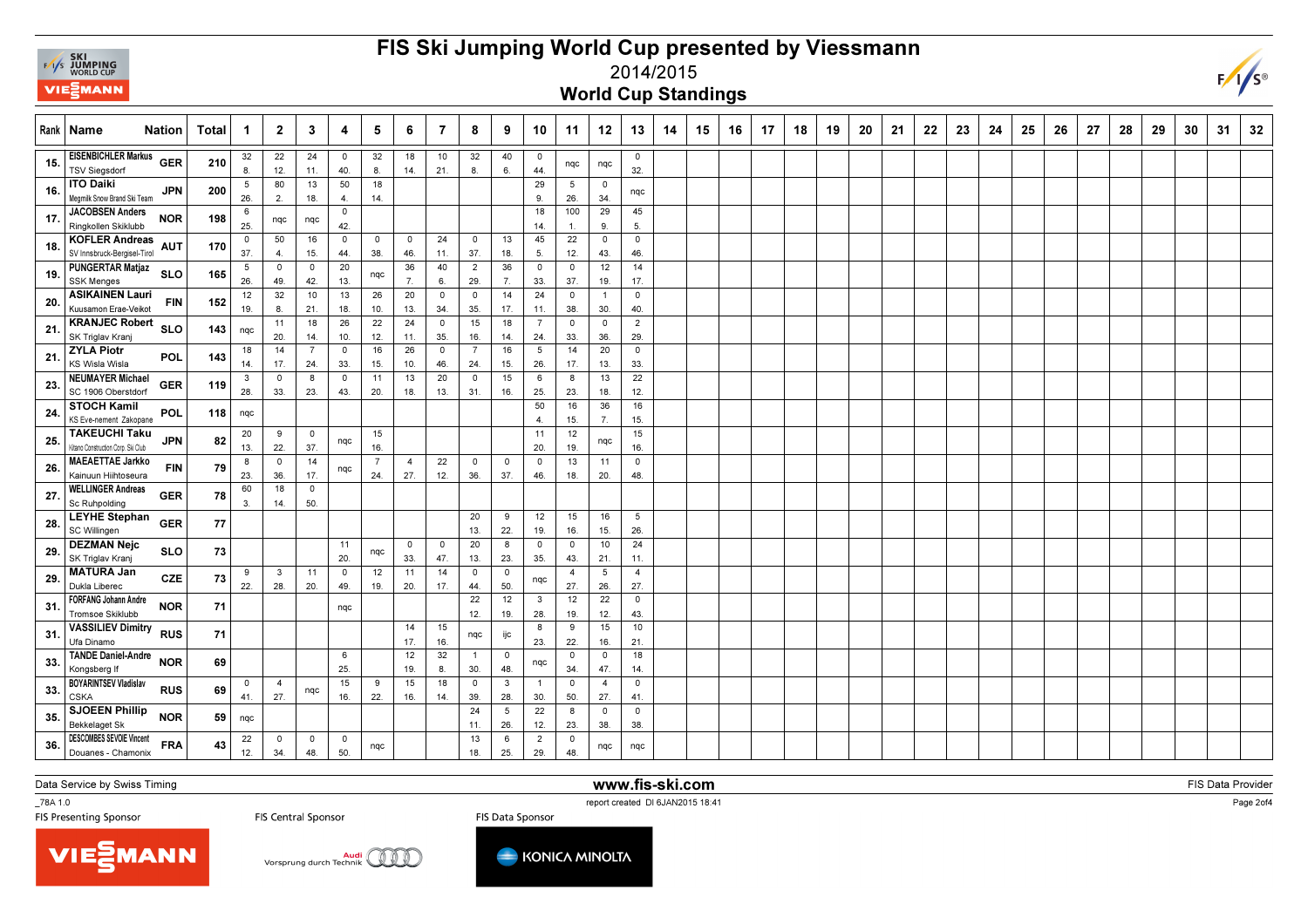# FIS Ski Jumping World Cup presented by Viessmann

2014/2015

## World Cup Standings

| Rank | Name | Nation | Total | 1 | 2 | 3 | 4 | 5 | 6 | 7 | 8 | 9 | 10 | 11 | 12 | 13 | 14 | 15 | 16 | 17 | 18 | 19 | 20 | 21 | 22 | 23 | 24 | 25 | 26 | 27 | 28 | 29 | 30 | 31 | 32 |
|---|---|---|---|---|---|---|---|---|---|---|---|---|---|---|---|---|---|---|---|---|---|---|---|---|---|---|---|---|---|---|---|---|---|---|---|
| 15. | EISENBICHLER Markus<br>TSV Siegsdorf | GER | 210 | 32<br>8. | 22<br>12. | 24<br>11. | 0<br>40. | 32<br>8. | 18<br>14. | 10<br>21. | 32<br>8. | 40<br>6. | 0<br>44. | nqc | nqc | 0<br>32. | | | | | | | | | | | | | | | | | | | |
| 16. | ITO Daiki<br>Megmilk Snow Brand Ski Team | JPN | 200 | 5<br>26. | 80<br>2. | 13<br>18. | 50<br>4. | 18<br>14. | | | | | 29<br>9. | 5<br>26. | 0<br>34. | nqc | | | | | | | | | | | | | | | | | | | |
| 17. | JACOBSEN Anders<br>Ringkollen Skiklubb | NOR | 198 | 6<br>25. | nqc | nqc | 0<br>42. | | | | | | 18<br>14. | 100<br>1. | 29<br>9. | 45<br>5. | | | | | | | | | | | | | | | | | | | |
| 18. | KOFLER Andreas<br>SV Innsbruck-Bergisel-Tirol | AUT | 170 | 0<br>37. | 50<br>4. | 16<br>15. | 0<br>44. | 0<br>38. | 0<br>46. | 24<br>11. | 0<br>37. | 13<br>18. | 45<br>5. | 22<br>12. | 0<br>43. | 0<br>46. | | | | | | | | | | | | | | | | | | | |
| 19. | PUNGERTAR Matjaz<br>SSK Menges | SLO | 165 | 5<br>26. | 0<br>49. | 0<br>42. | 20<br>13. | nqc | 36<br>7. | 40<br>6. | 2<br>29. | 36<br>7. | 0<br>33. | 0<br>37. | 12<br>19. | 14<br>17. | | | | | | | | | | | | | | | | | | | |
| 20. | ASIKAINEN Lauri<br>Kuusamon Erae-Veikot | FIN | 152 | 12<br>19. | 32<br>8. | 10<br>21. | 13<br>18. | 26<br>10. | 20<br>13. | 0<br>34. | 0<br>35. | 14<br>17. | 24<br>11. | 0<br>38. | 1<br>30. | 0<br>40. | | | | | | | | | | | | | | | | | | | |
| 21. | KRANJEC Robert<br>SK Triglav Kranj | SLO | 143 | nqc | 11<br>20. | 18<br>14. | 26<br>10. | 22<br>12. | 24<br>11. | 0<br>35. | 15<br>16. | 18<br>14. | 7<br>24. | 0<br>33. | 0<br>36. | 2<br>29. | | | | | | | | | | | | | | | | | | | |
| 21. | ZYLA Piotr<br>KS Wisla Wisla | POL | 143 | 18<br>14. | 14<br>17. | 7<br>24. | 0<br>33. | 16<br>15. | 26<br>10. | 0<br>46. | 7<br>24. | 16<br>15. | 5<br>26. | 14<br>17. | 20<br>13. | 0<br>33. | | | | | | | | | | | | | | | | | | | |
| 23. | NEUMAYER Michael<br>SC 1906 Oberstdorf | GER | 119 | 3<br>28. | 0<br>33. | 8<br>23. | 0<br>43. | 11<br>20. | 13<br>18. | 20<br>13. | 0<br>31. | 15<br>16. | 6<br>25. | 8<br>23. | 13<br>18. | 22<br>12. | | | | | | | | | | | | | | | | | | | |
| 24. | STOCH Kamil<br>KS Eve-nement Zakopane | POL | 118 | nqc | | | | | | | | | 50<br>4. | 16<br>15. | 36<br>7. | 16<br>15. | | | | | | | | | | | | | | | | | | | |
| 25. | TAKEUCHI Taku<br>Kitano Construction Corp. Ski Club | JPN | 82 | 20<br>13. | 9<br>22. | 0<br>37. | nqc | 15<br>16. | | | | | 11<br>20. | 12<br>19. | nqc | 15<br>16. | | | | | | | | | | | | | | | | | | | |
| 26. | MAEAETTAE Jarkko<br>Kainuun Hiihtoseura | FIN | 79 | 8<br>23. | 0<br>36. | 14<br>17. | nqc | 7<br>24. | 4<br>27. | 22<br>12. | 0<br>36. | 0<br>37. | 0<br>46. | 13<br>18. | 11<br>20. | 0<br>48. | | | | | | | | | | | | | | | | | | | |
| 27. | WELLINGER Andreas<br>Sc Ruhpolding | GER | 78 | 60<br>3. | 18<br>14. | 0<br>50. | | | | | | | | | | | | | | | | | | | | | | | | | | | | | |
| 28. | LEYHE Stephan<br>SC Willingen | GER | 77 | | | | | | | | 20<br>13. | 9<br>22. | 12<br>19. | 15<br>16. | 16<br>15. | 5<br>26. | | | | | | | | | | | | | | | | | | | |
| 29. | DEZMAN Nejc<br>SK Triglav Kranj | SLO | 73 | | | | 11<br>20. | nqc | 0<br>33. | 0<br>47. | 20<br>13. | 8<br>23. | 0<br>35. | 0<br>43. | 10<br>21. | 24<br>11. | | | | | | | | | | | | | | | | | | | |
| 29. | MATURA Jan<br>Dukla Liberec | CZE | 73 | 9<br>22. | 3<br>28. | 11<br>20. | 0<br>49. | 12<br>19. | 11<br>20. | 14<br>17. | 0<br>44. | 0<br>50. | nqc | 4<br>27. | 5<br>26. | 4<br>27. | | | | | | | | | | | | | | | | | | | |
| 31. | FORFANG Johann Andre<br>Tromsoe Skiklubb | NOR | 71 | | | | nqc | | | | 22<br>12. | 12<br>19. | 3<br>28. | 12<br>19. | 22<br>12. | 0<br>43. | | | | | | | | | | | | | | | | | | | |
| 31. | VASSILIEV Dimitry<br>Ufa Dinamo | RUS | 71 | | | | | | 14<br>17. | 15<br>16. | nqc | ijc | 8<br>23. | 9<br>22. | 15<br>16. | 10<br>21. | | | | | | | | | | | | | | | | | | | |
| 33. | TANDE Daniel-Andre<br>Kongsberg If | NOR | 69 | | | | 6<br>25. | | 12<br>19. | 32<br>8. | 1<br>30. | 0<br>48. | nqc | 0<br>34. | 0<br>47. | 18<br>14. | | | | | | | | | | | | | | | | | | | |
| 33. | BOYARINTSEV Vladislav<br>CSKA | RUS | 69 | 0<br>41. | 4<br>27. | nqc | 15<br>16. | 9<br>22. | 15<br>16. | 18<br>14. | 0<br>39. | 3<br>28. | 1<br>30. | 0<br>50. | 4<br>27. | 0<br>41. | | | | | | | | | | | | | | | | | | | |
| 35. | SJOEEN Phillip<br>Bekkelaget Sk | NOR | 59 | nqc | | | | | | | 24<br>11. | 5<br>26. | 22<br>12. | 8<br>23. | 0<br>38. | 0<br>38. | | | | | | | | | | | | | | | | | | | |
| 36. | DESCOMBES SEVOIE Vincent<br>Douanes - Chamonix | FRA | 43 | 22<br>12. | 0<br>34. | 0<br>48. | 0<br>50. | nqc | | | 13<br>18. | 6<br>25. | 2<br>29. | 0<br>48. | nqc | nqc | | | | | | | | | | | | | | | | | | | |

Data Service by Swiss Timing — www.fis-ski.com — FIS Data Provider

_78A 1.0 — report created DI 6JAN2015 18:41

FIS Presenting Sponsor: VIESSMANN — FIS Central Sponsor: Audi Vorsprung durch Technik — FIS Data Sponsor: KONICA MINOLTA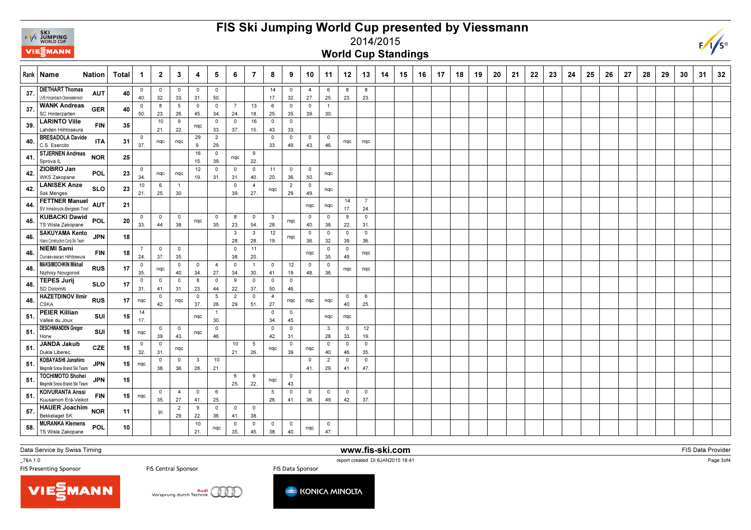# FIS Ski Jumping World Cup presented by Viessmann

2014/2015

## World Cup Standings

| Rank | Name | Nation | Total | 1 | 2 | 3 | 4 | 5 | 6 | 7 | 8 | 9 | 10 | 11 | 12 | 13 | 14 | 15 | 16 | 17 | 18 | 19 | 20 | 21 | 22 | 23 | 24 | 25 | 26 | 27 | 28 | 29 | 30 | 31 | 32 |
|---|---|---|---|---|---|---|---|---|---|---|---|---|---|---|---|---|---|---|---|---|---|---|---|---|---|---|---|---|---|---|---|---|---|---|---|
| 37. | DIETHART Thomas<br>UVB Hinzenbach-Oberoesterreich | AUT | 40 | 0<br>40. | 0<br>32. | 0<br>33. | 0<br>31. | 0<br>50. | | | 14<br>17. | 0<br>32. | 4<br>27. | 6<br>25. | 8<br>23. | 8<br>23. | | | | | | | | | | | | | | | | | | | |
| 37. | WANK Andreas<br>SC Hinterzarten | GER | 40 | 0<br>50. | 8<br>23. | 5<br>26. | 0<br>45. | 0<br>34. | 7<br>24. | 13<br>18. | 6<br>25. | 0<br>35. | 0<br>39. | 1<br>30. | | | | | | | | | | | | | | | | | | | | | |
| 39. | LARINTO Ville<br>Lahden Hiihtoseura | FIN | 35 | | 10<br>21. | 9<br>22. | nqc | 0<br>33. | 0<br>37. | 16<br>15. | 0<br>43. | 0<br>33. | | | | | | | | | | | | | | | | | | | | | | | |
| 40. | BRESADOLA Davide<br>C.S. Esercito | ITA | 31 | 0<br>37. | nqc | nqc | 29<br>9. | 2<br>29. | | | 0<br>33. | 0<br>49. | 0<br>43. | 0<br>46. | nqc | nqc | | | | | | | | | | | | | | | | | | | |
| 41. | STJERNEN Andreas<br>Sprova IL | NOR | 25 | | | | 16<br>15. | 0<br>39. | nqc | 9<br>22. | | | | | | | | | | | | | | | | | | | | | | | | | |
| 42. | ZIOBRO Jan<br>WKS Zakopane | POL | 23 | 0<br>34. | nqc | nqc | 12<br>19. | 0<br>31. | 0<br>31. | 0<br>40. | 11<br>20. | 0<br>36. | 0<br>50. | nqc | | | | | | | | | | | | | | | | | | | | | |
| 42. | LANISEK Anze<br>Ssk Menges | SLO | 23 | 10<br>21. | 6<br>25. | 1<br>30. | | | 0<br>39. | 4<br>27. | nqc | 2<br>29. | 0<br>49. | nqc | | | | | | | | | | | | | | | | | | | | | |
| 44. | FETTNER Manuel<br>SV Innsbruck-Bergisel-Tirol | AUT | 21 | | | | | | | | | | nqc | nqc | 14<br>17. | 7<br>24. | | | | | | | | | | | | | | | | | | | |
| 45. | KUBACKI Dawid<br>TS Wisla Zakopane | POL | 20 | 0<br>33. | 0<br>44. | 0<br>38. | nqc | 0<br>35. | 8<br>23. | 0<br>54. | 3<br>28. | nqc | 0<br>40. | 0<br>38. | 9<br>22. | 0<br>31. | | | | | | | | | | | | | | | | | | | |
| 46. | SAKUYAMA Kento<br>Kitano Construction Corp.Ski Team | JPN | 18 | | | | | | 3<br>28. | 3<br>28. | 12<br>19. | nqc | 0<br>36. | 0<br>32. | 0<br>39. | 0<br>36. | | | | | | | | | | | | | | | | | | | |
| 46. | NIEMI Sami<br>Ounasvaaran Hiihtoseura | FIN | 18 | 7<br>24. | 0<br>37. | 0<br>35. | | | 0<br>38. | 11<br>20. | | | nqc | 0<br>35. | 0<br>49. | nqc | | | | | | | | | | | | | | | | | | | |
| 48. | MAKSIMOCHKIN Mikhail<br>Nizhniy Novgorod | RUS | 17 | 0<br>35. | nqc | 0<br>40. | 0<br>34. | 4<br>27. | 0<br>34. | 1<br>30. | 0<br>41. | 12<br>19. | 0<br>48. | 0<br>36. | nqc | nqc | | | | | | | | | | | | | | | | | | | |
| 48. | TEPES Jurij<br>SD Dolomiti | SLO | 17 | 0<br>31. | 0<br>41. | 0<br>31. | 8<br>23. | 0<br>44. | 9<br>22. | 0<br>37. | 0<br>50. | 0<br>46. | | | | | | | | | | | | | | | | | | | | | | | |
| 48. | HAZETDINOV Ilmir<br>CSKA | RUS | 17 | nqc | 0<br>42. | nqc | 0<br>37. | 5<br>26. | 2<br>29. | 0<br>51. | 4<br>27. | nqc | nqc | nqc | 0<br>40. | 6<br>25. | | | | | | | | | | | | | | | | | | | |
| 51. | PEIER Killian<br>Vallee du Joux | SUI | 15 | 14<br>17. | | | nqc | 1<br>30. | | | 0<br>34. | 0<br>45. | | nqc | nqc | | | | | | | | | | | | | | | | | | | | |
| 51. | DESCHWANDEN Gregor<br>Horw | SUI | 15 | nqc | 0<br>39. | 0<br>43. | nqc | 0<br>46. | | | 0<br>42. | 0<br>31. | | 3<br>28. | 0<br>33. | 12<br>19. | | | | | | | | | | | | | | | | | | | |
| 51. | JANDA Jakub<br>Dukla Liberec | CZE | 15 | 0<br>32. | 0<br>31. | nqc | | | 10<br>21. | 5<br>26. | nqc | 0<br>39. | nqc | 0<br>40. | 0<br>46. | 0<br>35. | | | | | | | | | | | | | | | | | | | |
| 51. | KOBAYASHI Junshiro<br>Megmilk Snow Brand Ski Team | JPN | 15 | nqc | 0<br>38. | 0<br>36. | 3<br>28. | 10<br>21. | | | | | 0<br>41. | 2<br>29. | 0<br>41. | 0<br>47. | | | | | | | | | | | | | | | | | | | |
| 51. | TOCHIMOTO Shohei<br>Megmilk Snow Brand Ski Team | JPN | 15 | | | | | | 6<br>25. | 9<br>22. | nqc | 0<br>43. | | | | | | | | | | | | | | | | | | | | | | | |
| 51. | KOIVURANTA Anssi<br>Kuusamon Erä-Veikot | FIN | 15 | nqc | 0<br>35. | 4<br>27. | 0<br>41. | 6<br>25. | | | 5<br>26. | 0<br>41. | 0<br>36. | 0<br>49. | 0<br>42. | 0<br>37. | | | | | | | | | | | | | | | | | | | |
| 57. | HAUER Joachim<br>Bekkelaget SK | NOR | 11 | | ijc | 2<br>29. | 9<br>22. | 0<br>36. | 0<br>41. | 0<br>38. | | | | | | | | | | | | | | | | | | | | | | | | | |
| 58. | MURANKA Klemens<br>TS Wisla Zakopane | POL | 10 | | | | 10<br>21. | nqc | 0<br>35. | 0<br>45. | 0<br>38. | 0<br>40. | nqc | 0<br>47. | | | | | | | | | | | | | | | | | | | | | |

Data Service by Swiss Timing | www.fis-ski.com | FIS Data Provider

_78A 1.0 | report created DI 6JAN2015 18:41

FIS Presenting Sponsor | FIS Central Sponsor | FIS Data Sponsor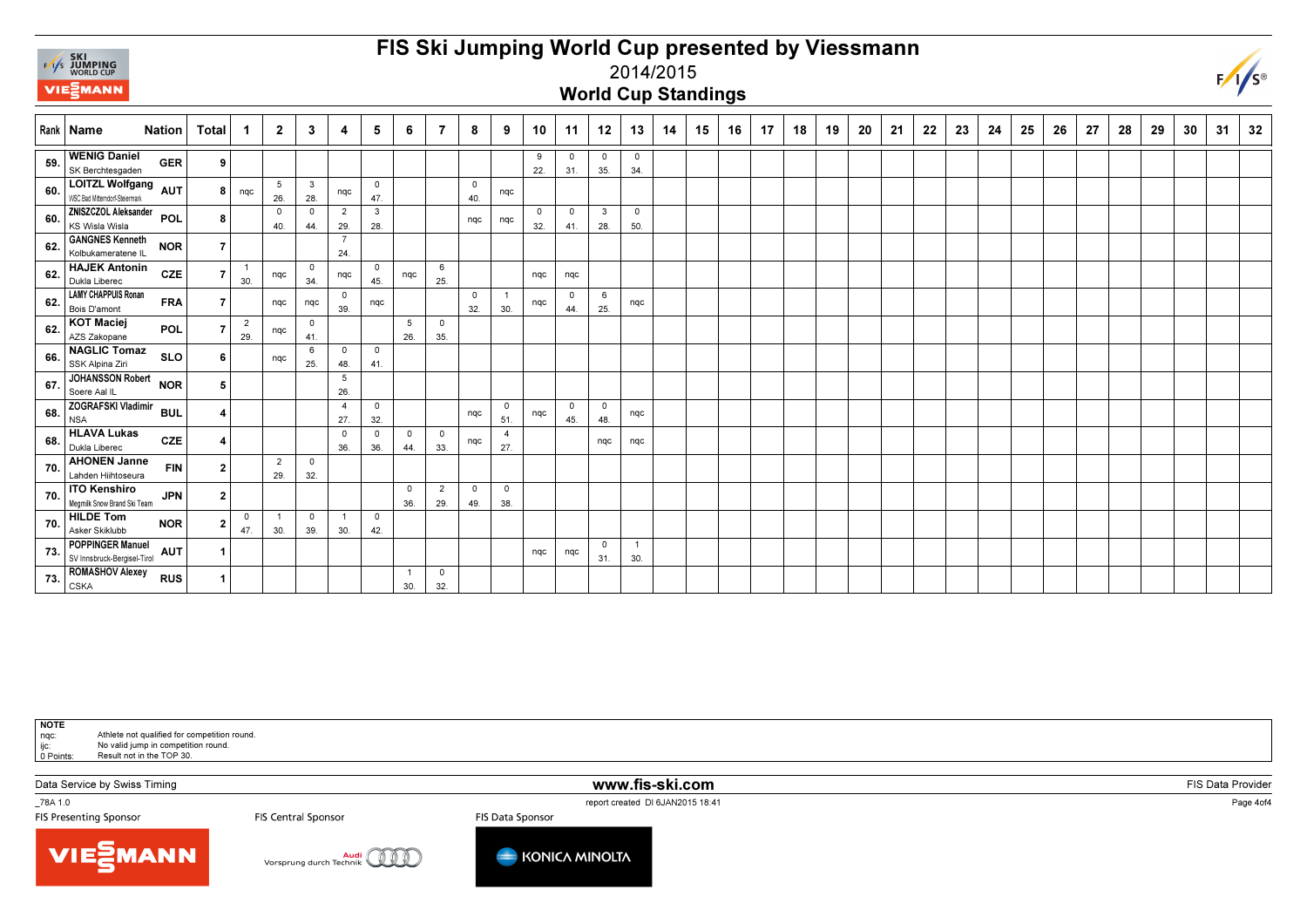# FIS Ski Jumping World Cup presented by Viessmann

## 2014/2015

## World Cup Standings

| Rank | Name | Nation | Total | 1 | 2 | 3 | 4 | 5 | 6 | 7 | 8 | 9 | 10 | 11 | 12 | 13 | 14 | 15 | 16 | 17 | 18 | 19 | 20 | 21 | 22 | 23 | 24 | 25 | 26 | 27 | 28 | 29 | 30 | 31 | 32 |
|---|---|---|---|---|---|---|---|---|---|---|---|---|---|---|---|---|---|---|---|---|---|---|---|---|---|---|---|---|---|---|---|---|---|---|---|
| 59. | **WENIG Daniel** SK Berchtesgaden | GER | 9 | | | | | | | | | | 9 22. | 0 31. | 0 35. | 0 34. | | | | | | | | | | | | | | | | | | | |
| 60. | **LOITZL Wolfgang** WSC Bad Mitterndorf-Steiermark | AUT | 8 | nqc | 5 26. | 3 28. | nqc | 0 47. | | | 0 40. | nqc | | | | | | | | | | | | | | | | | | | | | | | |
| 60. | **ZNISZCZOL Aleksander** KS Wisla Wisla | POL | 8 | | 0 40. | 0 44. | 2 29. | 3 28. | | | nqc | nqc | 0 32. | 0 41. | 3 28. | 0 50. | | | | | | | | | | | | | | | | | | | |
| 62. | **GANGNES Kenneth** Kolbukameratene IL | NOR | 7 | | | | 7 24. | | | | | | | | | | | | | | | | | | | | | | | | | | | | |
| 62. | **HAJEK Antonin** Dukla Liberec | CZE | 7 | 1 30. | nqc | 0 34. | nqc | 0 45. | nqc | 6 25. | | | nqc | nqc | | | | | | | | | | | | | | | | | | | | | |
| 62. | **LAMY CHAPPUIS Ronan** Bois D'amont | FRA | 7 | | nqc | nqc | 0 39. | nqc | | | 0 32. | 1 30. | nqc | 0 44. | 6 25. | nqc | | | | | | | | | | | | | | | | | | | |
| 62. | **KOT Maciej** AZS Zakopane | POL | 7 | 2 29. | nqc | 0 41. | | | 5 26. | 0 35. | | | | | | | | | | | | | | | | | | | | | | | | | |
| 66. | **NAGLIC Tomaz** SSK Alpina Ziri | SLO | 6 | | nqc | 6 25. | 0 48. | 0 41. | | | | | | | | | | | | | | | | | | | | | | | | | | | |
| 67. | **JOHANSSON Robert** Soere Aal IL | NOR | 5 | | | | 5 26. | | | | | | | | | | | | | | | | | | | | | | | | | | | | |
| 68. | **ZOGRAFSKI Vladimir** NSA | BUL | 4 | | | | 4 27. | 0 32. | | | nqc | 0 51. | nqc | 0 45. | 0 48. | nqc | | | | | | | | | | | | | | | | | | | |
| 68. | **HLAVA Lukas** Dukla Liberec | CZE | 4 | | | | 0 36. | 0 36. | 0 44. | 0 33. | nqc | 4 27. | | | nqc | nqc | | | | | | | | | | | | | | | | | | | |
| 70. | **AHONEN Janne** Lahden Hiihtoseura | FIN | 2 | | 2 29. | 0 32. | | | | | | | | | | | | | | | | | | | | | | | | | | | | | |
| 70. | **ITO Kenshiro** Megmilk Snow Brand Ski Team | JPN | 2 | | | | | | 0 36. | 2 29. | 0 49. | 0 38. | | | | | | | | | | | | | | | | | | | | | | | |
| 70. | **HILDE Tom** Asker Skiklubb | NOR | 2 | 0 47. | 1 30. | 0 39. | 1 30. | 0 42. | | | | | | | | | | | | | | | | | | | | | | | | | | | |
| 73. | **POPPINGER Manuel** SV Innsbruck-Bergisel-Tirol | AUT | 1 | | | | | | | | | | nqc | nqc | 0 31. | 1 30. | | | | | | | | | | | | | | | | | | | |
| 73. | **ROMASHOV Alexey** CSKA | RUS | 1 | | | | | | 1 30. | 0 32. | | | | | | | | | | | | | | | | | | | | | | | | | |

**NOTE**

nqc: Athlete not qualified for competition round.
ijc: No valid jump in competition round.
0 Points: Result not in the TOP 30.

Data Service by Swiss Timing — www.fis-ski.com — FIS Data Provider

_78A 1.0 — report created DI 6JAN2015 18:41

FIS Presenting Sponsor — FIS Central Sponsor — FIS Data Sponsor